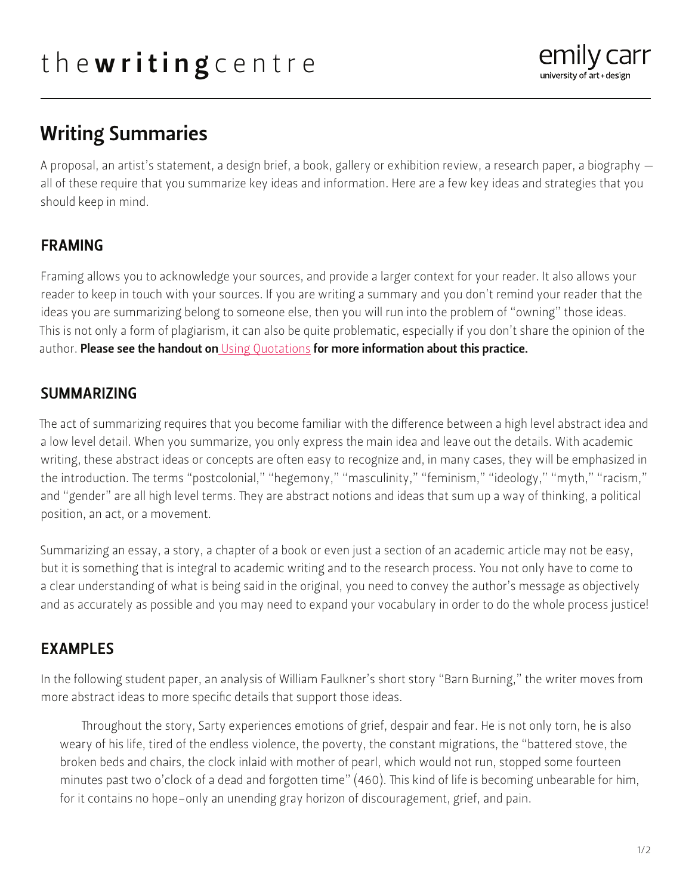# the**writing**centre

emily carr
university of art + design

## Writing Summaries

A proposal, an artist's statement, a design brief, a book, gallery or exhibition review, a research paper, a biography — all of these require that you summarize key ideas and information. Here are a few key ideas and strategies that you should keep in mind.

### FRAMING

Framing allows you to acknowledge your sources, and provide a larger context for your reader. It also allows your reader to keep in touch with your sources. If you are writing a summary and you don't remind your reader that the ideas you are summarizing belong to someone else, then you will run into the problem of "owning" those ideas. This is not only a form of plagiarism, it can also be quite problematic, especially if you don't share the opinion of the author. **Please see the handout on** Using Quotations **for more information about this practice.**

### SUMMARIZING

The act of summarizing requires that you become familiar with the difference between a high level abstract idea and a low level detail. When you summarize, you only express the main idea and leave out the details. With academic writing, these abstract ideas or concepts are often easy to recognize and, in many cases, they will be emphasized in the introduction. The terms "postcolonial," "hegemony," "masculinity," "feminism," "ideology," "myth," "racism," and "gender" are all high level terms. They are abstract notions and ideas that sum up a way of thinking, a political position, an act, or a movement.

Summarizing an essay, a story, a chapter of a book or even just a section of an academic article may not be easy, but it is something that is integral to academic writing and to the research process. You not only have to come to a clear understanding of what is being said in the original, you need to convey the author's message as objectively and as accurately as possible and you may need to expand your vocabulary in order to do the whole process justice!

### EXAMPLES

In the following student paper, an analysis of William Faulkner's short story "Barn Burning," the writer moves from more abstract ideas to more specific details that support those ideas.

> Throughout the story, Sarty experiences emotions of grief, despair and fear. He is not only torn, he is also weary of his life, tired of the endless violence, the poverty, the constant migrations, the "battered stove, the broken beds and chairs, the clock inlaid with mother of pearl, which would not run, stopped some fourteen minutes past two o'clock of a dead and forgotten time" (460). This kind of life is becoming unbearable for him, for it contains no hope–only an unending gray horizon of discouragement, grief, and pain.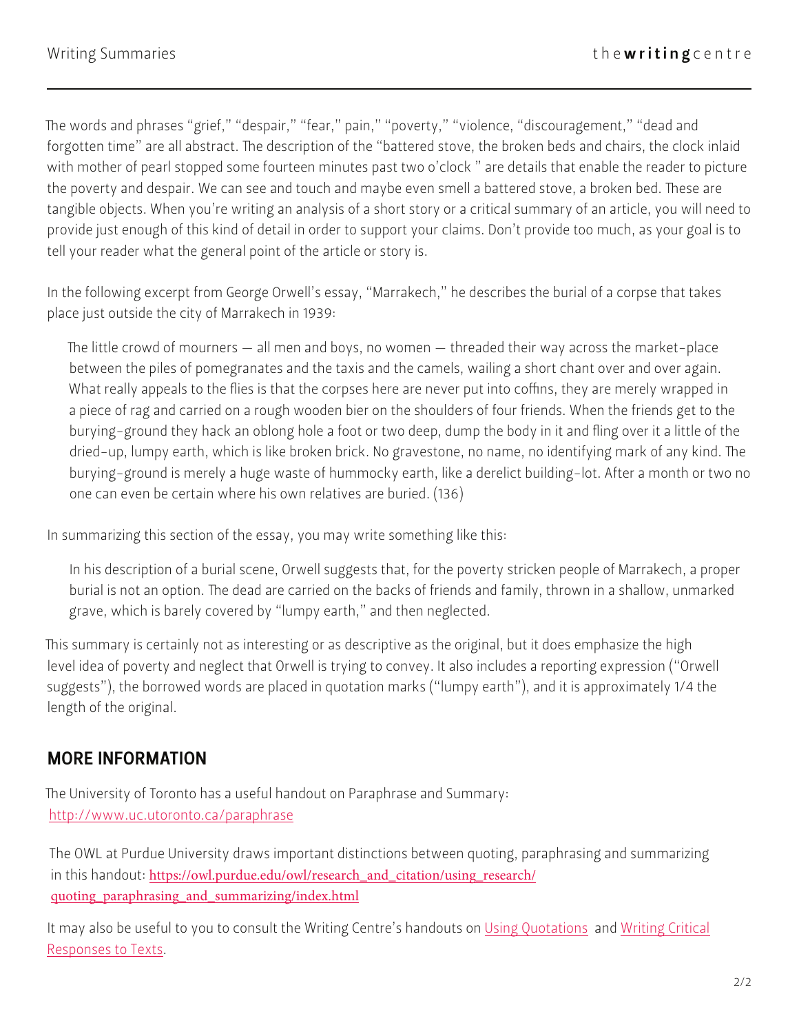The words and phrases "grief," "despair," "fear," pain," "poverty," "violence, "discouragement," "dead and forgotten time" are all abstract. The description of the "battered stove, the broken beds and chairs, the clock inlaid with mother of pearl stopped some fourteen minutes past two o'clock " are details that enable the reader to picture the poverty and despair. We can see and touch and maybe even smell a battered stove, a broken bed. These are tangible objects. When you're writing an analysis of a short story or a critical summary of an article, you will need to provide just enough of this kind of detail in order to support your claims. Don't provide too much, as your goal is to tell your reader what the general point of the article or story is.

In the following excerpt from George Orwell's essay, "Marrakech," he describes the burial of a corpse that takes place just outside the city of Marrakech in 1939:

> The little crowd of mourners — all men and boys, no women — threaded their way across the market-place between the piles of pomegranates and the taxis and the camels, wailing a short chant over and over again. What really appeals to the flies is that the corpses here are never put into coffins, they are merely wrapped in a piece of rag and carried on a rough wooden bier on the shoulders of four friends. When the friends get to the burying-ground they hack an oblong hole a foot or two deep, dump the body in it and fling over it a little of the dried-up, lumpy earth, which is like broken brick. No gravestone, no name, no identifying mark of any kind. The burying-ground is merely a huge waste of hummocky earth, like a derelict building-lot. After a month or two no one can even be certain where his own relatives are buried. (136)

In summarizing this section of the essay, you may write something like this:

> In his description of a burial scene, Orwell suggests that, for the poverty stricken people of Marrakech, a proper burial is not an option. The dead are carried on the backs of friends and family, thrown in a shallow, unmarked grave, which is barely covered by "lumpy earth," and then neglected.

This summary is certainly not as interesting or as descriptive as the original, but it does emphasize the high level idea of poverty and neglect that Orwell is trying to convey. It also includes a reporting expression ("Orwell suggests"), the borrowed words are placed in quotation marks ("lumpy earth"), and it is approximately 1/4 the length of the original.

## MORE INFORMATION

The University of Toronto has a useful handout on Paraphrase and Summary: http://www.uc.utoronto.ca/paraphrase

The OWL at Purdue University draws important distinctions between quoting, paraphrasing and summarizing in this handout: https://owl.purdue.edu/owl/research_and_citation/using_research/quoting_paraphrasing_and_summarizing/index.html

It may also be useful to you to consult the Writing Centre's handouts on Using Quotations and Writing Critical Responses to Texts.